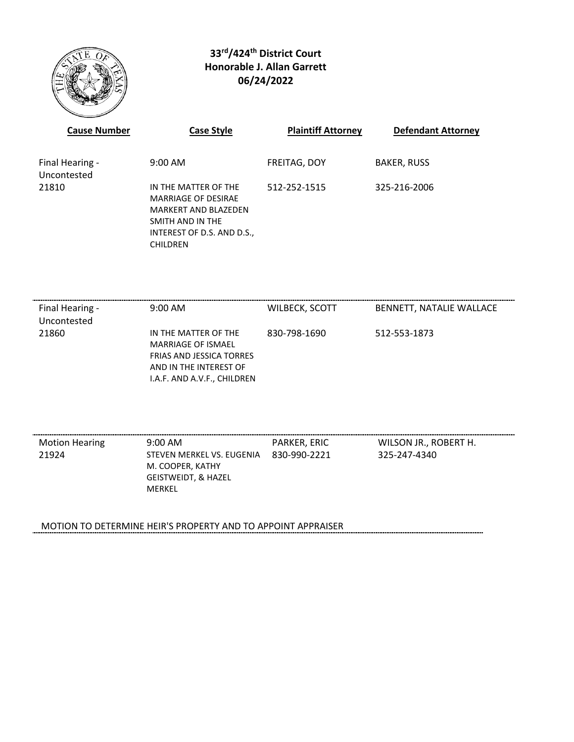# $33^{rd}$/$424^{th}$ District Court
## Honorable J. Allan Garrett
## 06/24/2022

| Cause Number | Case Style | Plaintiff Attorney | Defendant Attorney |
|---|---|---|---|
| Final Hearing - Uncontested<br>21810 | 9:00 AM<br>IN THE MATTER OF THE MARRIAGE OF DESIRAE MARKERT AND BLAZEDEN SMITH AND IN THE INTEREST OF D.S. AND D.S., CHILDREN | FREITAG, DOY<br>512-252-1515 | BAKER, RUSS<br>325-216-2006 |
| Final Hearing - Uncontested<br>21860 | 9:00 AM<br>IN THE MATTER OF THE MARRIAGE OF ISMAEL FRIAS AND JESSICA TORRES AND IN THE INTEREST OF I.A.F. AND A.V.F., CHILDREN | WILBECK, SCOTT<br>830-798-1690 | BENNETT, NATALIE WALLACE<br>512-553-1873 |
| Motion Hearing<br>21924 | 9:00 AM<br>STEVEN MERKEL VS. EUGENIA M. COOPER, KATHY GEISTWEIDT, & HAZEL MERKEL | PARKER, ERIC<br>830-990-2221 | WILSON JR., ROBERT H.<br>325-247-4340 |

MOTION TO DETERMINE HEIR'S PROPERTY AND TO APPOINT APPRAISER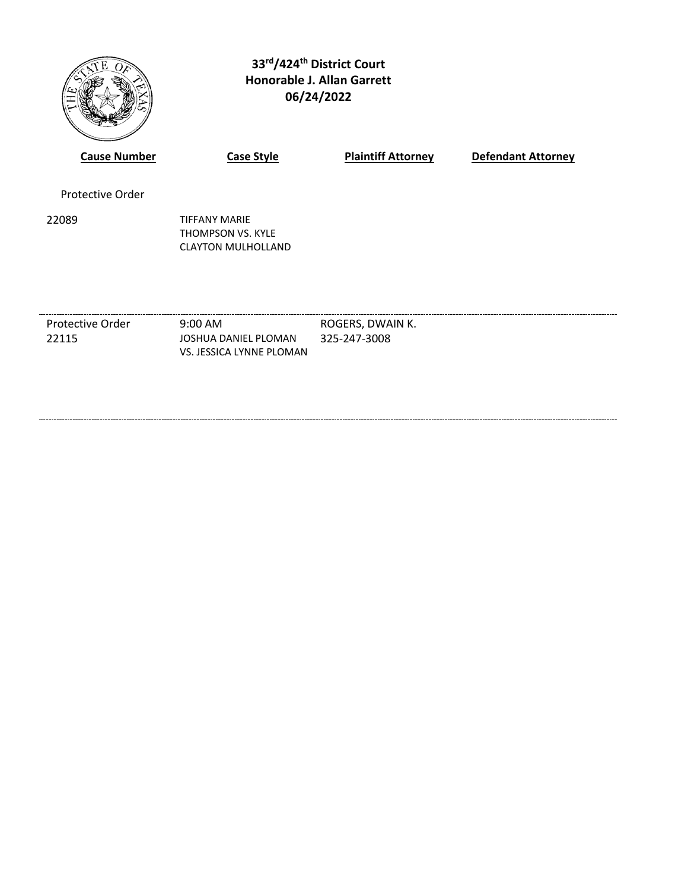**33rd/424th District Court**
**Honorable J. Allan Garrett**
**06/24/2022**

| Cause Number | Case Style | Plaintiff Attorney | Defendant Attorney |
|---|---|---|---|
| Protective Order | | | |
| 22089 | TIFFANY MARIE THOMPSON VS. KYLE CLAYTON MULHOLLAND | | |
| Protective Order 22115 | 9:00 AM JOSHUA DANIEL PLOMAN VS. JESSICA LYNNE PLOMAN | ROGERS, DWAIN K. 325-247-3008 | |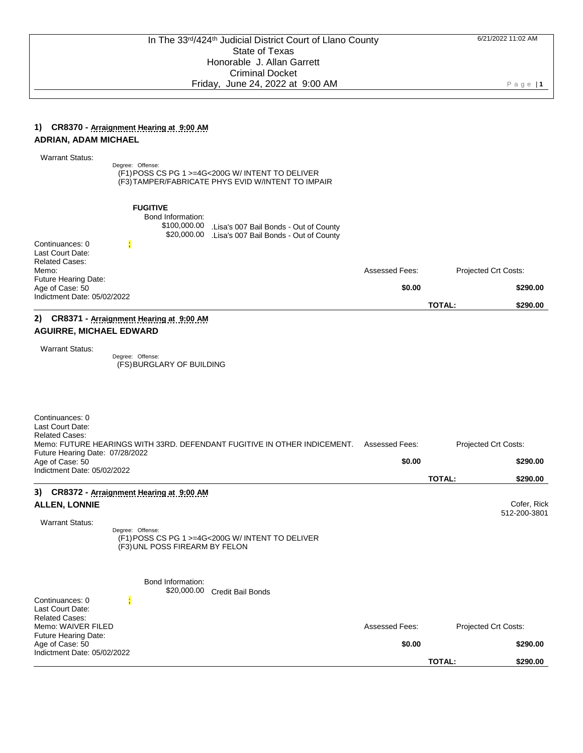In The 33rd/424th Judicial District Court of Llano County
State of Texas
Honorable J. Allan Garrett
Criminal Docket
Friday, June 24, 2022 at 9:00 AM

6/21/2022 11:02 AM

## 1) CR8370 - Arraignment Hearing at 9:00 AM

**ADRIAN, ADAM MICHAEL**

Warrant Status:

Degree: Offense:
(F1) POSS CS PG 1 >=4G<200G W/ INTENT TO DELIVER
(F3) TAMPER/FABRICATE PHYS EVID W/INTENT TO IMPAIR

**FUGITIVE**

Bond Information:
$100,000.00 .Lisa's 007 Bail Bonds - Out of County
$20,000.00 .Lisa's 007 Bail Bonds - Out of County

Continuances: 0 ;
Last Court Date:
Related Cases:
Memo:
Future Hearing Date:
Age of Case: 50
Indictment Date: 05/02/2022

| Assessed Fees: | Projected Crt Costs: |
|---|---|
| **$0.00** | **$290.00** |
| **TOTAL:** | **$290.00** |

## 2) CR8371 - Arraignment Hearing at 9:00 AM

**AGUIRRE, MICHAEL EDWARD**

Warrant Status:

Degree: Offense:
(FS) BURGLARY OF BUILDING

Continuances: 0
Last Court Date:
Related Cases:
Memo: FUTURE HEARINGS WITH 33RD. DEFENDANT FUGITIVE IN OTHER INDICEMENT.
Future Hearing Date: 07/28/2022
Age of Case: 50
Indictment Date: 05/02/2022

| Assessed Fees: | Projected Crt Costs: |
|---|---|
| **$0.00** | **$290.00** |
| **TOTAL:** | **$290.00** |

## 3) CR8372 - Arraignment Hearing at 9:00 AM

**ALLEN, LONNIE**

Cofer, Rick
512-200-3801

Warrant Status:

Degree: Offense:
(F1) POSS CS PG 1 >=4G<200G W/ INTENT TO DELIVER
(F3) UNL POSS FIREARM BY FELON

Bond Information:
$20,000.00 Credit Bail Bonds

Continuances: 0 ;
Last Court Date:
Related Cases:
Memo: WAIVER FILED
Future Hearing Date:
Age of Case: 50
Indictment Date: 05/02/2022

| Assessed Fees: | Projected Crt Costs: |
|---|---|
| **$0.00** | **$290.00** |
| **TOTAL:** | **$290.00** |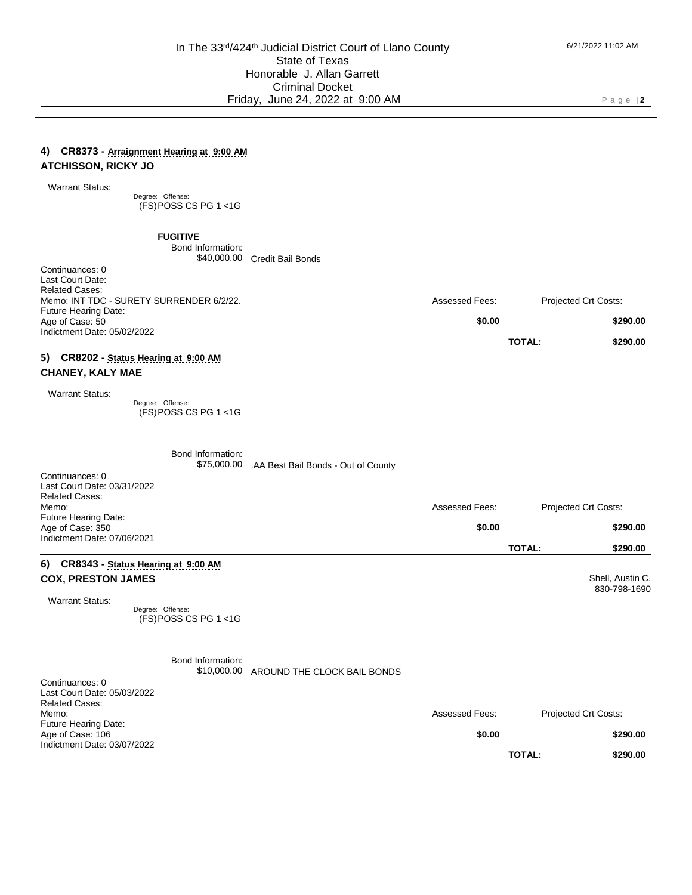## 4) CR8373 - Arraignment Hearing at 9:00 AM

**ATCHISSON, RICKY JO**

Warrant Status:

Degree: Offense:
(FS) POSS CS PG 1 <1G

**FUGITIVE**

Bond Information:
$40,000.00 Credit Bail Bonds

Continuances: 0
Last Court Date:
Related Cases:
Memo: INT TDC - SURETY SURRENDER 6/2/22.
Future Hearing Date:
Age of Case: 50
Indictment Date: 05/02/2022

| Assessed Fees: | | Projected Crt Costs: |
|---|---|---|
| **$0.00** | | **$290.00** |
| | **TOTAL:** | **$290.00** |

## 5) CR8202 - Status Hearing at 9:00 AM

**CHANEY, KALY MAE**

Warrant Status:

Degree: Offense:
(FS) POSS CS PG 1 <1G

Bond Information:
$75,000.00 .AA Best Bail Bonds - Out of County

Continuances: 0
Last Court Date: 03/31/2022
Related Cases:
Memo:
Future Hearing Date:
Age of Case: 350
Indictment Date: 07/06/2021

| Assessed Fees: | | Projected Crt Costs: |
|---|---|---|
| **$0.00** | | **$290.00** |
| | **TOTAL:** | **$290.00** |

## 6) CR8343 - Status Hearing at 9:00 AM

**COX, PRESTON JAMES**

Shell, Austin C.
830-798-1690

Warrant Status:

Degree: Offense:
(FS) POSS CS PG 1 <1G

Bond Information:
$10,000.00 AROUND THE CLOCK BAIL BONDS

Continuances: 0
Last Court Date: 05/03/2022
Related Cases:
Memo:
Future Hearing Date:
Age of Case: 106
Indictment Date: 03/07/2022

| Assessed Fees: | | Projected Crt Costs: |
|---|---|---|
| **$0.00** | | **$290.00** |
| | **TOTAL:** | **$290.00** |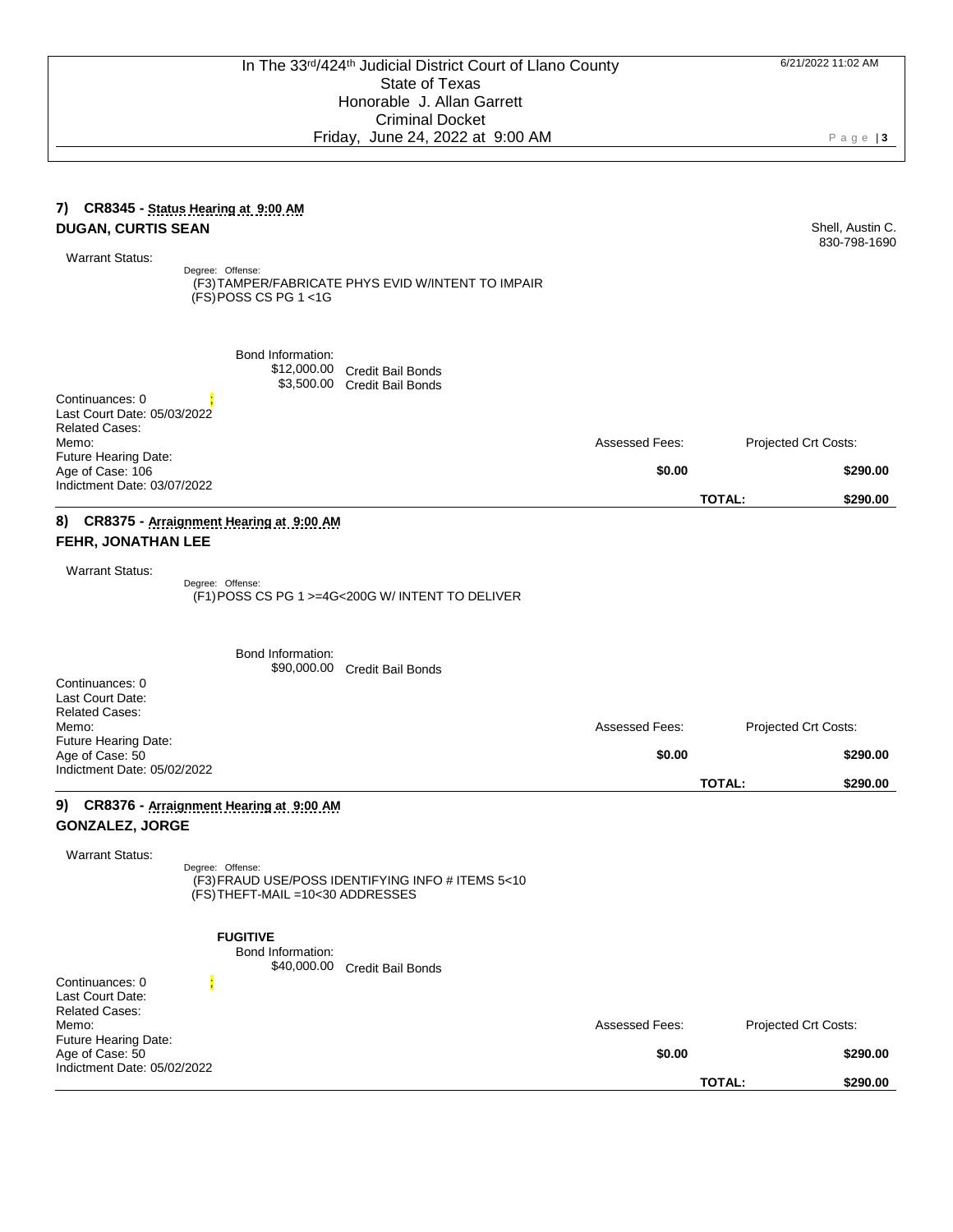## 7) CR8345 - Status Hearing at 9:00 AM

**DUGAN, CURTIS SEAN**

Shell, Austin C.
830-798-1690

Warrant Status:

Degree: Offense:
(F3) TAMPER/FABRICATE PHYS EVID W/INTENT TO IMPAIR
(FS) POSS CS PG 1 <1G

Bond Information:
$12,000.00 Credit Bail Bonds
$3,500.00 Credit Bail Bonds

Continuances: 0 ;
Last Court Date: 05/03/2022
Related Cases:
Memo:
Future Hearing Date:
Age of Case: 106
Indictment Date: 03/07/2022

| Assessed Fees: | Projected Crt Costs: |
|---|---|
| $0.00 | $290.00 |
| **TOTAL:** | **$290.00** |

## 8) CR8375 - Arraignment Hearing at 9:00 AM

**FEHR, JONATHAN LEE**

Warrant Status:

Degree: Offense:
(F1) POSS CS PG 1 >=4G<200G W/ INTENT TO DELIVER

Bond Information:
$90,000.00 Credit Bail Bonds

Continuances: 0
Last Court Date:
Related Cases:
Memo:
Future Hearing Date:
Age of Case: 50
Indictment Date: 05/02/2022

| Assessed Fees: | Projected Crt Costs: |
|---|---|
| $0.00 | $290.00 |
| **TOTAL:** | **$290.00** |

## 9) CR8376 - Arraignment Hearing at 9:00 AM

**GONZALEZ, JORGE**

Warrant Status:

Degree: Offense:
(F3) FRAUD USE/POSS IDENTIFYING INFO # ITEMS 5<10
(FS) THEFT-MAIL =10<30 ADDRESSES

**FUGITIVE**

Bond Information:
$40,000.00 Credit Bail Bonds

Continuances: 0 ;
Last Court Date:
Related Cases:
Memo:
Future Hearing Date:
Age of Case: 50
Indictment Date: 05/02/2022

| Assessed Fees: | Projected Crt Costs: |
|---|---|
| $0.00 | $290.00 |
| **TOTAL:** | **$290.00** |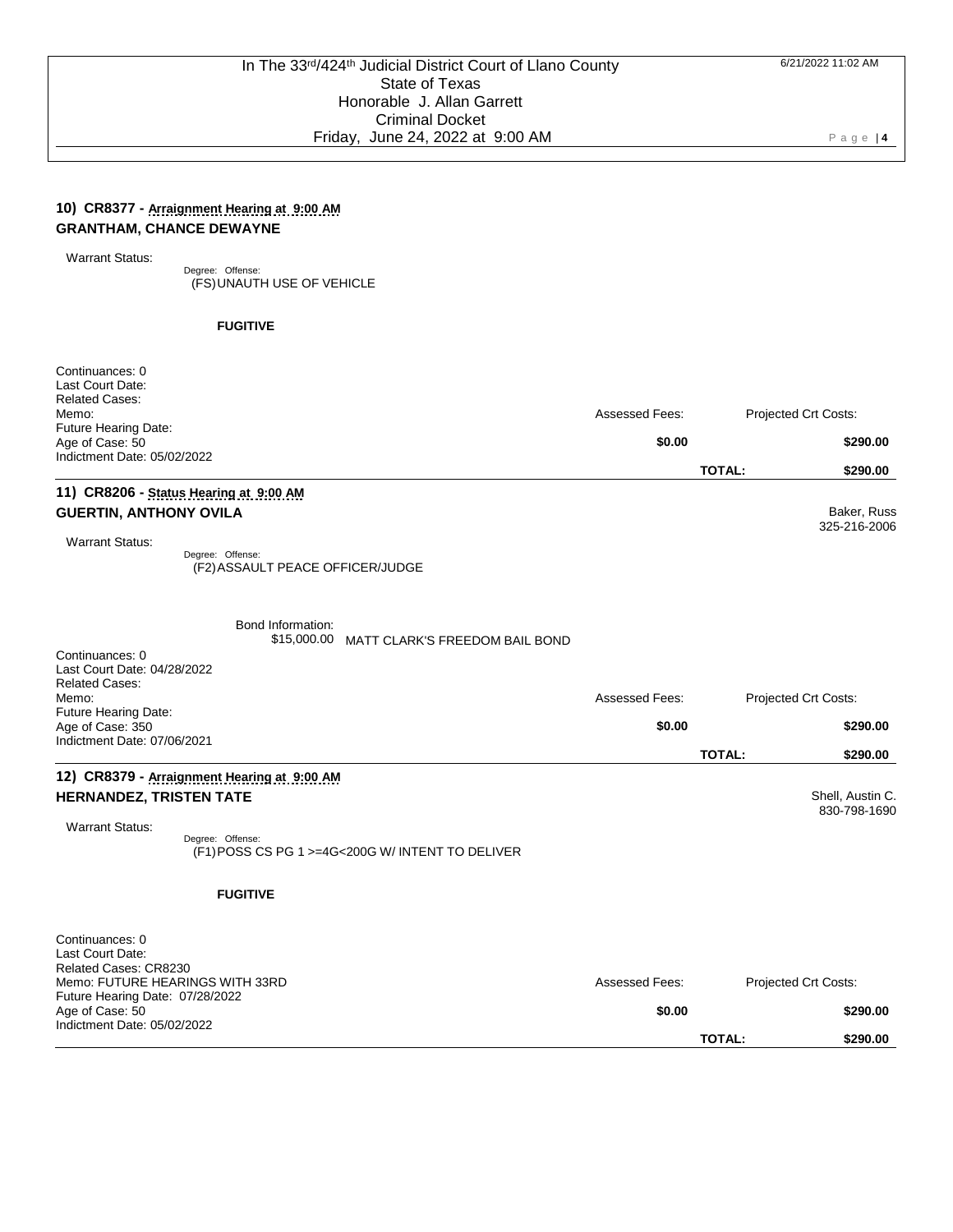### 10) CR8377 - Arraignment Hearing at 9:00 AM
**GRANTHAM, CHANCE DEWAYNE**

Warrant Status:

Degree: Offense:
(FS) UNAUTH USE OF VEHICLE

**FUGITIVE**

Continuances: 0
Last Court Date:
Related Cases:
Memo:
Future Hearing Date:
Age of Case: 50
Indictment Date: 05/02/2022

| Assessed Fees: | | Projected Crt Costs: |
|---|---|---|
| $0.00 | | $290.00 |
| | TOTAL: | $290.00 |

### 11) CR8206 - Status Hearing at 9:00 AM
**GUERTIN, ANTHONY OVILA**

Baker, Russ
325-216-2006

Warrant Status:

Degree: Offense:
(F2) ASSAULT PEACE OFFICER/JUDGE

Bond Information:
$15,000.00 MATT CLARK'S FREEDOM BAIL BOND

Continuances: 0
Last Court Date: 04/28/2022
Related Cases:
Memo:
Future Hearing Date:
Age of Case: 350
Indictment Date: 07/06/2021

| Assessed Fees: | | Projected Crt Costs: |
|---|---|---|
| $0.00 | | $290.00 |
| | TOTAL: | $290.00 |

### 12) CR8379 - Arraignment Hearing at 9:00 AM
**HERNANDEZ, TRISTEN TATE**

Shell, Austin C.
830-798-1690

Warrant Status:

Degree: Offense:
(F1) POSS CS PG 1 >=4G<200G W/ INTENT TO DELIVER

**FUGITIVE**

Continuances: 0
Last Court Date:
Related Cases: CR8230
Memo: FUTURE HEARINGS WITH 33RD
Future Hearing Date: 07/28/2022
Age of Case: 50
Indictment Date: 05/02/2022

| Assessed Fees: | | Projected Crt Costs: |
|---|---|---|
| $0.00 | | $290.00 |
| | TOTAL: | $290.00 |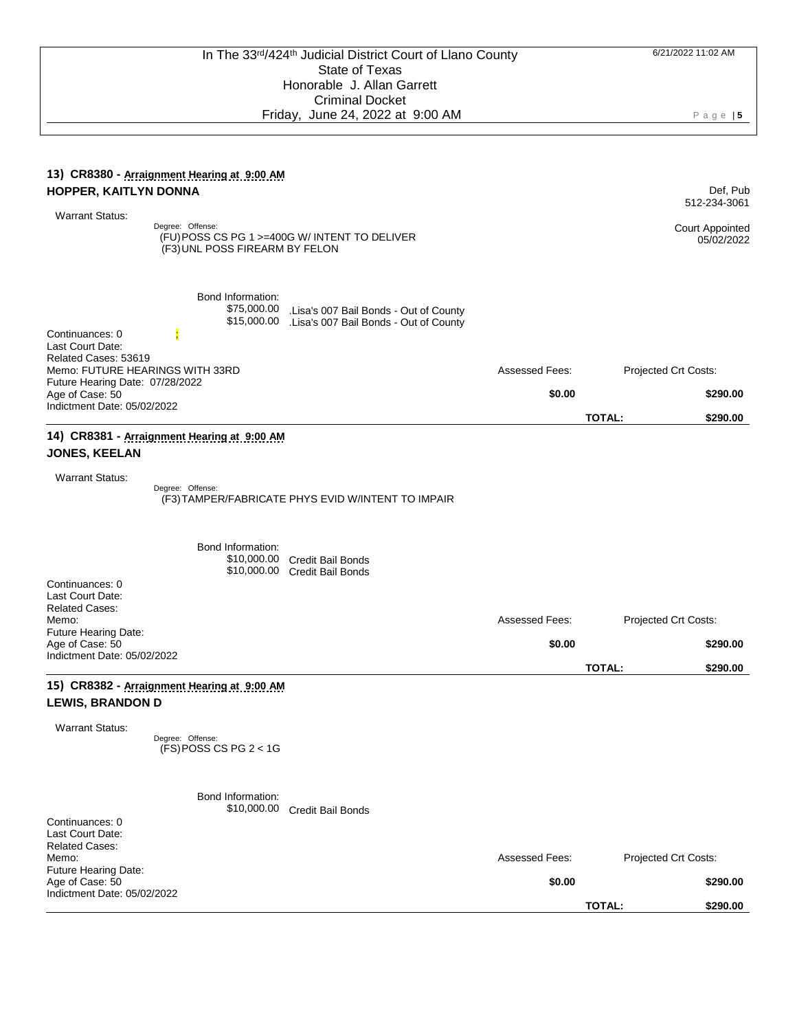In The 33rd/424th Judicial District Court of Llano County
State of Texas
Honorable J. Allan Garrett
Criminal Docket
Friday, June 24, 2022 at 9:00 AM

6/21/2022 11:02 AM

### 13) CR8380 - Arraignment Hearing at 9:00 AM

**HOPPER, KAITLYN DONNA**

Def, Pub
512-234-3061

Warrant Status:

Degree: Offense:
(FU)POSS CS PG 1 >=400G W/ INTENT TO DELIVER
(F3)UNL POSS FIREARM BY FELON

Court Appointed
05/02/2022

Bond Information:
$75,000.00 .Lisa's 007 Bail Bonds - Out of County
$15,000.00 .Lisa's 007 Bail Bonds - Out of County

Continuances: 0 ;
Last Court Date:
Related Cases: 53619
Memo: FUTURE HEARINGS WITH 33RD
Future Hearing Date: 07/28/2022
Age of Case: 50
Indictment Date: 05/02/2022

| Assessed Fees: | Projected Crt Costs: |
|---|---|
| **$0.00** | **$290.00** |
| **TOTAL:** | **$290.00** |

### 14) CR8381 - Arraignment Hearing at 9:00 AM

**JONES, KEELAN**

Warrant Status:

Degree: Offense:
(F3)TAMPER/FABRICATE PHYS EVID W/INTENT TO IMPAIR

Bond Information:
$10,000.00 Credit Bail Bonds
$10,000.00 Credit Bail Bonds

Continuances: 0
Last Court Date:
Related Cases:
Memo:
Future Hearing Date:
Age of Case: 50
Indictment Date: 05/02/2022

| Assessed Fees: | Projected Crt Costs: |
|---|---|
| **$0.00** | **$290.00** |
| **TOTAL:** | **$290.00** |

### 15) CR8382 - Arraignment Hearing at 9:00 AM

**LEWIS, BRANDON D**

Warrant Status:

Degree: Offense:
(FS)POSS CS PG 2 < 1G

Bond Information:
$10,000.00 Credit Bail Bonds

Continuances: 0
Last Court Date:
Related Cases:
Memo:
Future Hearing Date:
Age of Case: 50
Indictment Date: 05/02/2022

| Assessed Fees: | Projected Crt Costs: |
|---|---|
| **$0.00** | **$290.00** |
| **TOTAL:** | **$290.00** |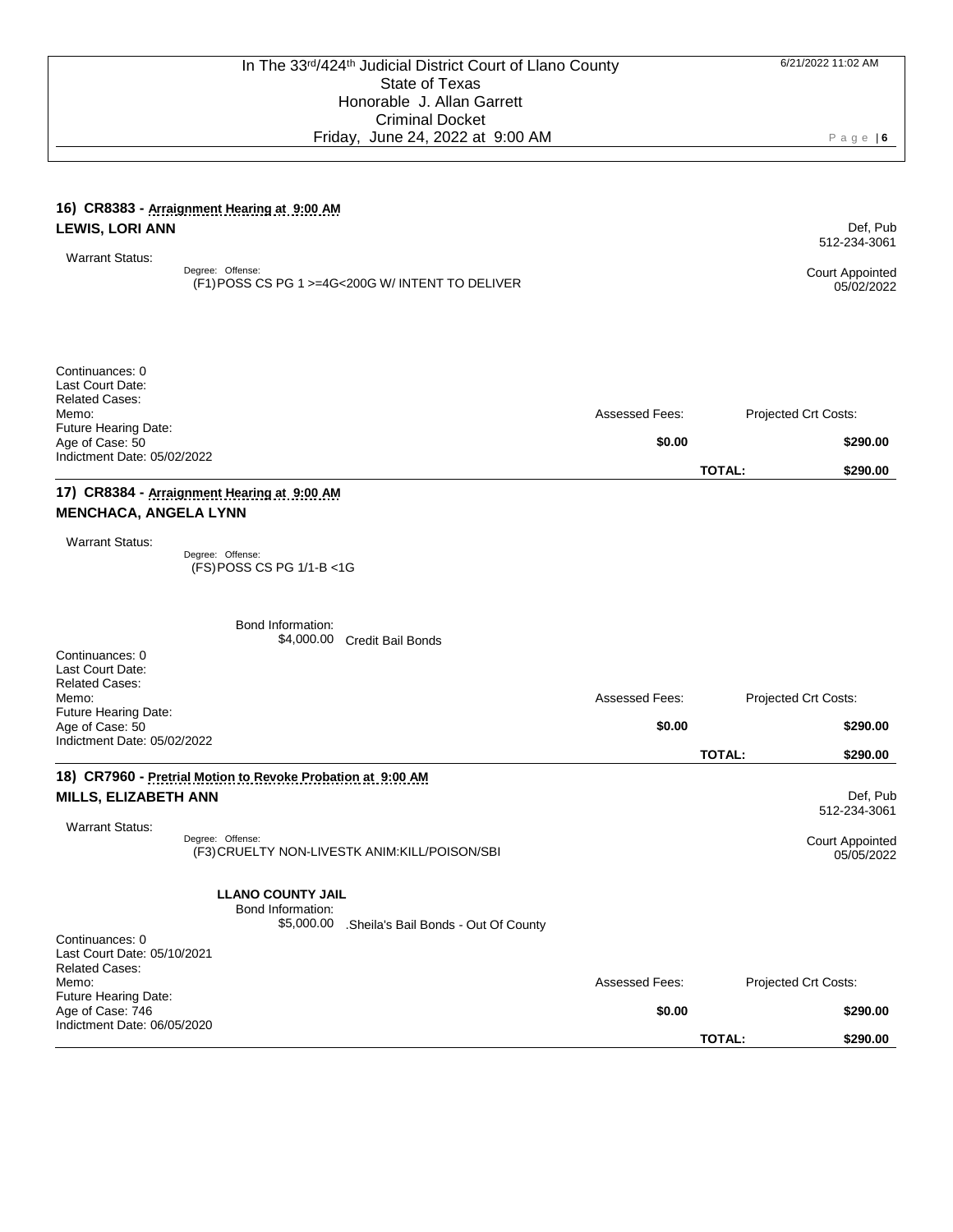In The 33rd/424th Judicial District Court of Llano County
State of Texas
Honorable J. Allan Garrett
Criminal Docket
Friday, June 24, 2022 at 9:00 AM

6/21/2022 11:02 AM

### 16) CR8383 - Arraignment Hearing at 9:00 AM

**LEWIS, LORI ANN**

Def, Pub
512-234-3061

Warrant Status:

Degree: Offense:
(F1)POSS CS PG 1 >=4G<200G W/ INTENT TO DELIVER

Court Appointed
05/02/2022

Continuances: 0
Last Court Date:
Related Cases:
Memo:
Future Hearing Date:
Age of Case: 50
Indictment Date: 05/02/2022

| Assessed Fees: | | Projected Crt Costs: |
|---|---|---|
| **$0.00** | | **$290.00** |
| | **TOTAL:** | **$290.00** |

### 17) CR8384 - Arraignment Hearing at 9:00 AM

**MENCHACA, ANGELA LYNN**

Warrant Status:

Degree: Offense:
(FS)POSS CS PG 1/1-B <1G

Bond Information:
$4,000.00 Credit Bail Bonds

Continuances: 0
Last Court Date:
Related Cases:
Memo:
Future Hearing Date:
Age of Case: 50
Indictment Date: 05/02/2022

| Assessed Fees: | | Projected Crt Costs: |
|---|---|---|
| **$0.00** | | **$290.00** |
| | **TOTAL:** | **$290.00** |

### 18) CR7960 - Pretrial Motion to Revoke Probation at 9:00 AM

**MILLS, ELIZABETH ANN**

Def, Pub
512-234-3061

Warrant Status:

Degree: Offense:
(F3)CRUELTY NON-LIVESTK ANIM:KILL/POISON/SBI

Court Appointed
05/05/2022

**LLANO COUNTY JAIL**
Bond Information:
$5,000.00 .Sheila's Bail Bonds - Out Of County

Continuances: 0
Last Court Date: 05/10/2021
Related Cases:
Memo:
Future Hearing Date:
Age of Case: 746
Indictment Date: 06/05/2020

| Assessed Fees: | | Projected Crt Costs: |
|---|---|---|
| **$0.00** | | **$290.00** |
| | **TOTAL:** | **$290.00** |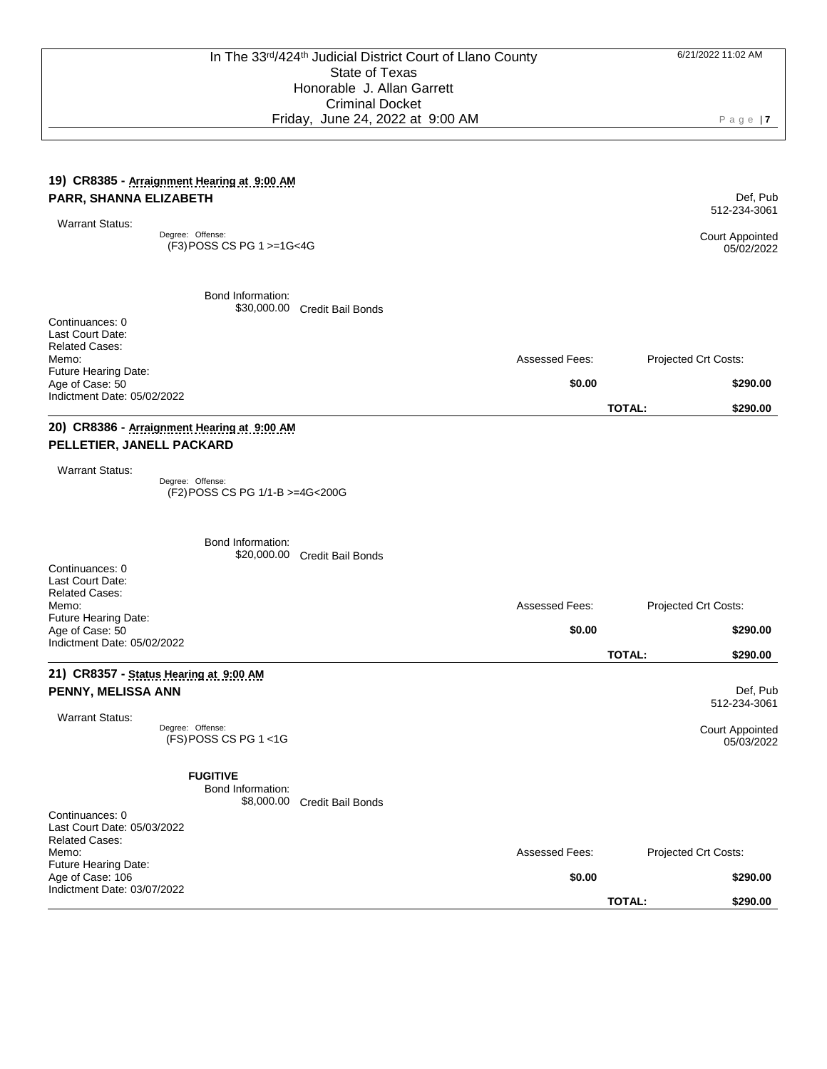### 19) CR8385 - Arraignment Hearing at 9:00 AM

**PARR, SHANNA ELIZABETH**

Def, Pub
512-234-3061

Court Appointed
05/02/2022

Warrant Status:

Degree: Offense:
(F3) POSS CS PG 1 >=1G<4G

Bond Information:
$30,000.00 Credit Bail Bonds

Continuances: 0
Last Court Date:
Related Cases:
Memo:
Future Hearing Date:
Age of Case: 50
Indictment Date: 05/02/2022

| Assessed Fees: | | Projected Crt Costs: |
|---|---|---|
| **$0.00** | | **$290.00** |
| | **TOTAL:** | **$290.00** |

### 20) CR8386 - Arraignment Hearing at 9:00 AM

**PELLETIER, JANELL PACKARD**

Warrant Status:

Degree: Offense:
(F2) POSS CS PG 1/1-B >=4G<200G

Bond Information:
$20,000.00 Credit Bail Bonds

Continuances: 0
Last Court Date:
Related Cases:
Memo:
Future Hearing Date:
Age of Case: 50
Indictment Date: 05/02/2022

| Assessed Fees: | | Projected Crt Costs: |
|---|---|---|
| **$0.00** | | **$290.00** |
| | **TOTAL:** | **$290.00** |

### 21) CR8357 - Status Hearing at 9:00 AM

**PENNY, MELISSA ANN**

Def, Pub
512-234-3061

Court Appointed
05/03/2022

Warrant Status:

Degree: Offense:
(FS) POSS CS PG 1 <1G

**FUGITIVE**

Bond Information:
$8,000.00 Credit Bail Bonds

Continuances: 0
Last Court Date: 05/03/2022
Related Cases:
Memo:
Future Hearing Date:
Age of Case: 106
Indictment Date: 03/07/2022

| Assessed Fees: | | Projected Crt Costs: |
|---|---|---|
| **$0.00** | | **$290.00** |
| | **TOTAL:** | **$290.00** |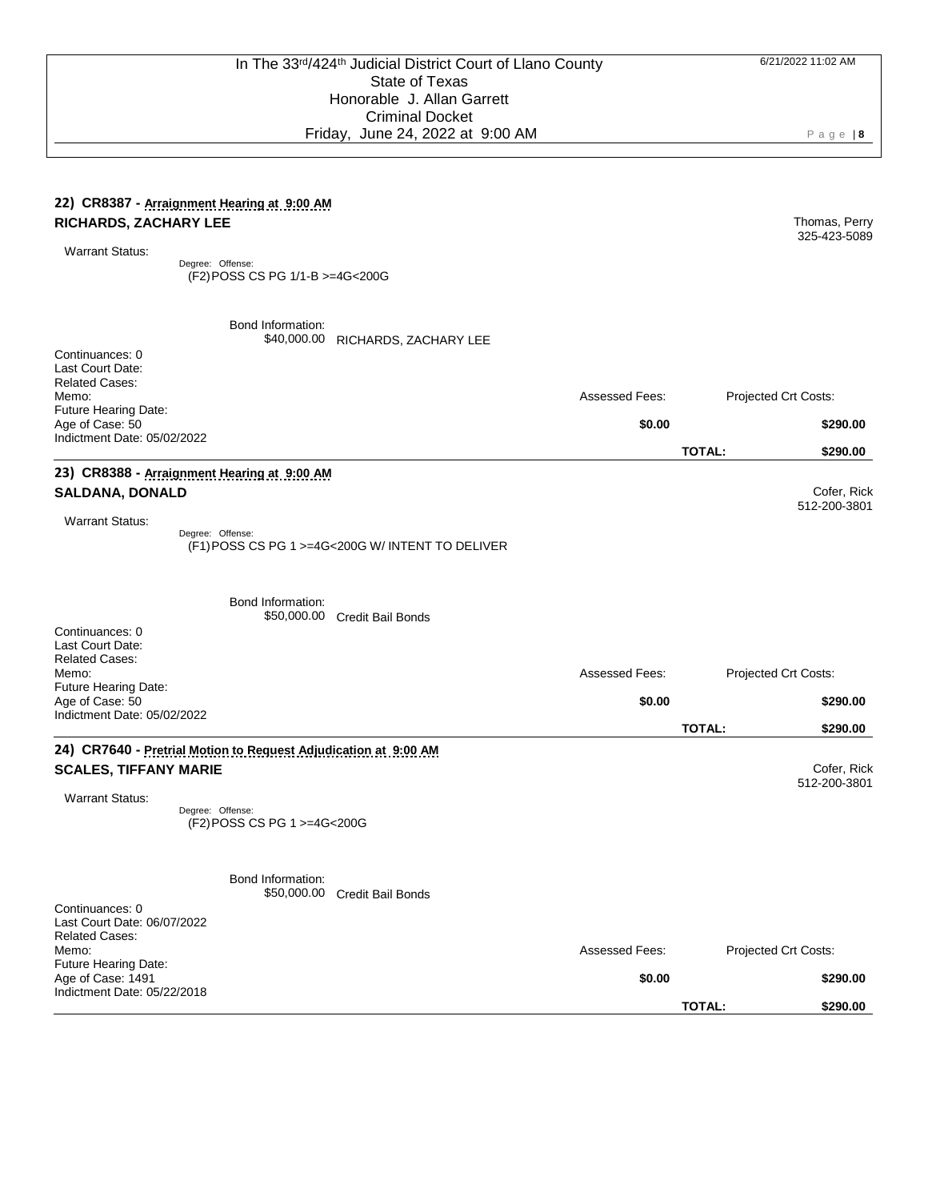### 22) CR8387 - Arraignment Hearing at 9:00 AM

**RICHARDS, ZACHARY LEE**

Thomas, Perry
325-423-5089

Warrant Status:

Degree: Offense:
(F2) POSS CS PG 1/1-B >=4G<200G

Bond Information:
$40,000.00 RICHARDS, ZACHARY LEE

Continuances: 0
Last Court Date:
Related Cases:
Memo:
Future Hearing Date:
Age of Case: 50
Indictment Date: 05/02/2022

| Assessed Fees: | Projected Crt Costs: |
|---|---|
| $0.00 | $290.00 |
| **TOTAL:** | **$290.00** |

### 23) CR8388 - Arraignment Hearing at 9:00 AM

**SALDANA, DONALD**

Cofer, Rick
512-200-3801

Warrant Status:

Degree: Offense:
(F1) POSS CS PG 1 >=4G<200G W/ INTENT TO DELIVER

Bond Information:
$50,000.00 Credit Bail Bonds

Continuances: 0
Last Court Date:
Related Cases:
Memo:
Future Hearing Date:
Age of Case: 50
Indictment Date: 05/02/2022

| Assessed Fees: | Projected Crt Costs: |
|---|---|
| $0.00 | $290.00 |
| **TOTAL:** | **$290.00** |

### 24) CR7640 - Pretrial Motion to Request Adjudication at 9:00 AM

**SCALES, TIFFANY MARIE**

Cofer, Rick
512-200-3801

Warrant Status:

Degree: Offense:
(F2) POSS CS PG 1 >=4G<200G

Bond Information:
$50,000.00 Credit Bail Bonds

Continuances: 0
Last Court Date: 06/07/2022
Related Cases:
Memo:
Future Hearing Date:
Age of Case: 1491
Indictment Date: 05/22/2018

| Assessed Fees: | Projected Crt Costs: |
|---|---|
| $0.00 | $290.00 |
| **TOTAL:** | **$290.00** |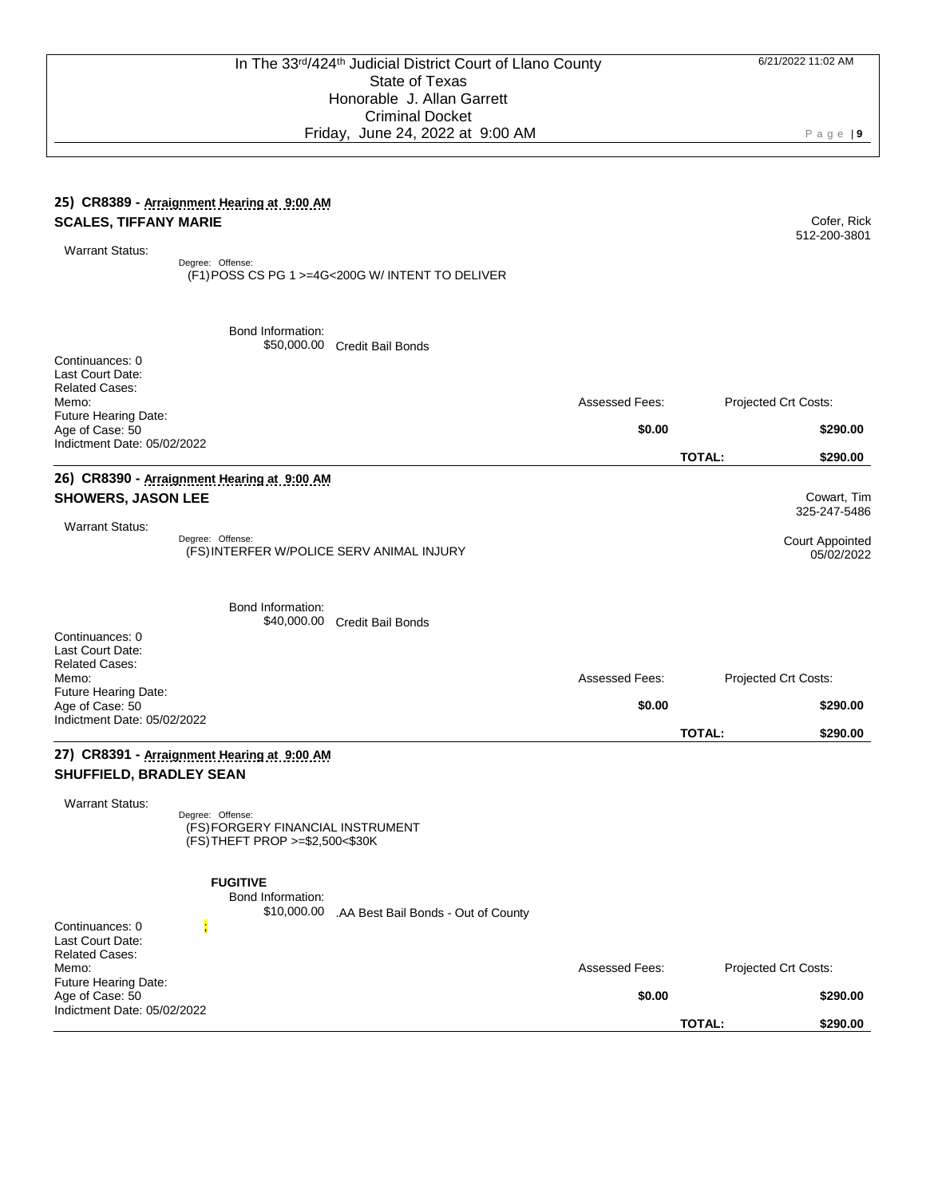### 25) CR8389 - Arraignment Hearing at 9:00 AM

**SCALES, TIFFANY MARIE**

Cofer, Rick
512-200-3801

Warrant Status:

Degree: Offense:
(F1) POSS CS PG 1 >=4G<200G W/ INTENT TO DELIVER

Bond Information:
$50,000.00 Credit Bail Bonds

Continuances: 0
Last Court Date:
Related Cases:
Memo:
Future Hearing Date:
Age of Case: 50
Indictment Date: 05/02/2022

| Assessed Fees: | | Projected Crt Costs: |
|---|---|---|
| $0.00 | | $290.00 |
| | **TOTAL:** | **$290.00** |

### 26) CR8390 - Arraignment Hearing at 9:00 AM

**SHOWERS, JASON LEE**

Cowart, Tim
325-247-5486

Court Appointed
05/02/2022

Warrant Status:

Degree: Offense:
(FS) INTERFER W/POLICE SERV ANIMAL INJURY

Bond Information:
$40,000.00 Credit Bail Bonds

Continuances: 0
Last Court Date:
Related Cases:
Memo:
Future Hearing Date:
Age of Case: 50
Indictment Date: 05/02/2022

| Assessed Fees: | | Projected Crt Costs: |
|---|---|---|
| $0.00 | | $290.00 |
| | **TOTAL:** | **$290.00** |

### 27) CR8391 - Arraignment Hearing at 9:00 AM

**SHUFFIELD, BRADLEY SEAN**

Warrant Status:

Degree: Offense:
(FS) FORGERY FINANCIAL INSTRUMENT
(FS) THEFT PROP >=$2,500<$30K

**FUGITIVE**
Bond Information:
$10,000.00 .AA Best Bail Bonds - Out of County

Continuances: 0
;
Last Court Date:
Related Cases:
Memo:
Future Hearing Date:
Age of Case: 50
Indictment Date: 05/02/2022

| Assessed Fees: | | Projected Crt Costs: |
|---|---|---|
| $0.00 | | $290.00 |
| | **TOTAL:** | **$290.00** |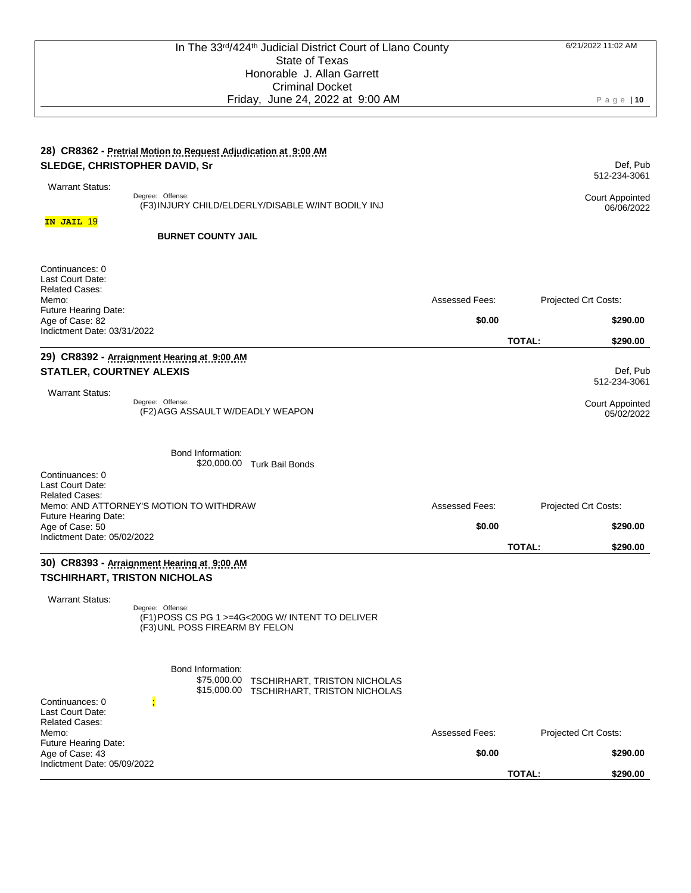## 28) CR8362 - Pretrial Motion to Request Adjudication at 9:00 AM

**SLEDGE, CHRISTOPHER DAVID, Sr**

Def, Pub
512-234-3061

Warrant Status:

Degree: Offense:
(F3)INJURY CHILD/ELDERLY/DISABLE W/INT BODILY INJ

Court Appointed
06/06/2022

**IN JAIL** 19

**BURNET COUNTY JAIL**

Continuances: 0
Last Court Date:
Related Cases:
Memo:
Future Hearing Date:
Age of Case: 82
Indictment Date: 03/31/2022

| Assessed Fees: | Projected Crt Costs: |
|---|---|
| **$0.00** | **$290.00** |
| **TOTAL:** | **$290.00** |

## 29) CR8392 - Arraignment Hearing at 9:00 AM

**STATLER, COURTNEY ALEXIS**

Def, Pub
512-234-3061

Warrant Status:

Degree: Offense:
(F2)AGG ASSAULT W/DEADLY WEAPON

Court Appointed
05/02/2022

Bond Information:
$20,000.00 Turk Bail Bonds

Continuances: 0
Last Court Date:
Related Cases:
Memo: AND ATTORNEY'S MOTION TO WITHDRAW
Future Hearing Date:
Age of Case: 50
Indictment Date: 05/02/2022

| Assessed Fees: | Projected Crt Costs: |
|---|---|
| **$0.00** | **$290.00** |
| **TOTAL:** | **$290.00** |

## 30) CR8393 - Arraignment Hearing at 9:00 AM

**TSCHIRHART, TRISTON NICHOLAS**

Warrant Status:

Degree: Offense:
(F1)POSS CS PG 1 >=4G<200G W/ INTENT TO DELIVER
(F3)UNL POSS FIREARM BY FELON

Bond Information:
$75,000.00 TSCHIRHART, TRISTON NICHOLAS
$15,000.00 TSCHIRHART, TRISTON NICHOLAS

Continuances: 0 ;
Last Court Date:
Related Cases:
Memo:
Future Hearing Date:
Age of Case: 43
Indictment Date: 05/09/2022

| Assessed Fees: | Projected Crt Costs: |
|---|---|
| **$0.00** | **$290.00** |
| **TOTAL:** | **$290.00** |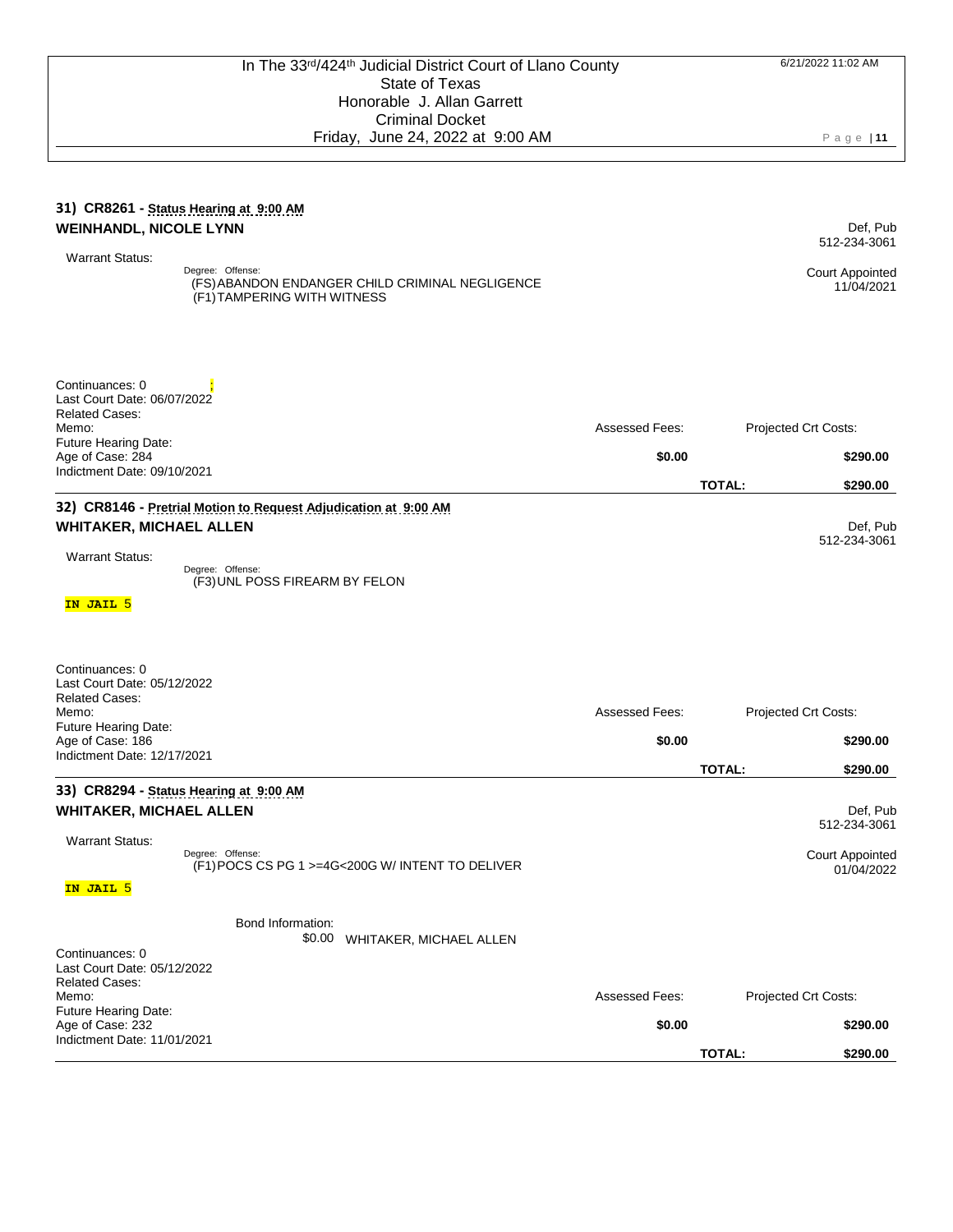### 31) CR8261 - Status Hearing at 9:00 AM

**WEINHANDL, NICOLE LYNN** — Def, Pub 512-234-3061

Warrant Status:

Degree: Offense:
(FS)ABANDON ENDANGER CHILD CRIMINAL NEGLIGENCE
(F1)TAMPERING WITH WITNESS

Court Appointed 11/04/2021

Continuances: 0 ;
Last Court Date: 06/07/2022
Related Cases:
Memo:
Future Hearing Date:
Age of Case: 284
Indictment Date: 09/10/2021

| Assessed Fees: | | Projected Crt Costs: |
|---|---|---|
| $0.00 | | $290.00 |
| | TOTAL: | $290.00 |

### 32) CR8146 - Pretrial Motion to Request Adjudication at 9:00 AM

**WHITAKER, MICHAEL ALLEN** — Def, Pub 512-234-3061

Warrant Status:

Degree: Offense:
(F3)UNL POSS FIREARM BY FELON

**IN JAIL** 5

Continuances: 0
Last Court Date: 05/12/2022
Related Cases:
Memo:
Future Hearing Date:
Age of Case: 186
Indictment Date: 12/17/2021

| Assessed Fees: | | Projected Crt Costs: |
|---|---|---|
| $0.00 | | $290.00 |
| | TOTAL: | $290.00 |

### 33) CR8294 - Status Hearing at 9:00 AM

**WHITAKER, MICHAEL ALLEN** — Def, Pub 512-234-3061

Warrant Status:

Degree: Offense:
(F1)POCS CS PG 1 >=4G<200G W/ INTENT TO DELIVER

Court Appointed 01/04/2022

**IN JAIL** 5

Bond Information:
$0.00 WHITAKER, MICHAEL ALLEN

Continuances: 0
Last Court Date: 05/12/2022
Related Cases:
Memo:
Future Hearing Date:
Age of Case: 232
Indictment Date: 11/01/2021

| Assessed Fees: | | Projected Crt Costs: |
|---|---|---|
| $0.00 | | $290.00 |
| | TOTAL: | $290.00 |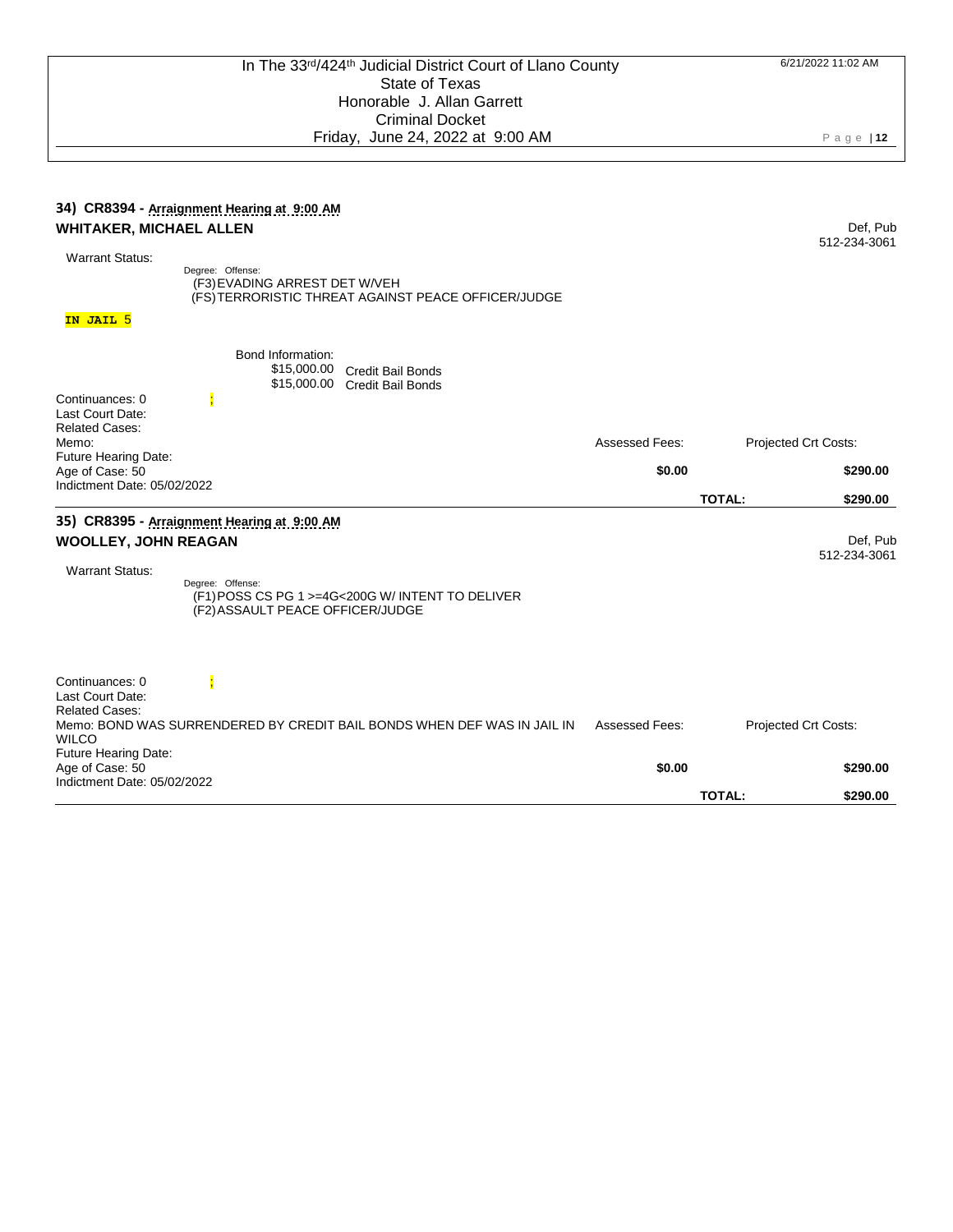## 34) CR8394 - Arraignment Hearing at 9:00 AM

**WHITAKER, MICHAEL ALLEN** — Def, Pub 512-234-3061

Warrant Status:

Degree: Offense:
- (F3) EVADING ARREST DET W/VEH
- (FS) TERRORISTIC THREAT AGAINST PEACE OFFICER/JUDGE

**IN JAIL** 5

Bond Information:
- $15,000.00 Credit Bail Bonds
- $15,000.00 Credit Bail Bonds

Continuances: 0 ;
Last Court Date:
Related Cases:
Memo:
Future Hearing Date:
Age of Case: 50
Indictment Date: 05/02/2022

| Assessed Fees: | Projected Crt Costs: |
|---|---|
| $0.00 | $290.00 |
| **TOTAL:** | **$290.00** |

## 35) CR8395 - Arraignment Hearing at 9:00 AM

**WOOLLEY, JOHN REAGAN** — Def, Pub 512-234-3061

Warrant Status:

Degree: Offense:
- (F1) POSS CS PG 1 >=4G<200G W/ INTENT TO DELIVER
- (F2) ASSAULT PEACE OFFICER/JUDGE

Continuances: 0 ;
Last Court Date:
Related Cases:
Memo: BOND WAS SURRENDERED BY CREDIT BAIL BONDS WHEN DEF WAS IN JAIL IN WILCO
Future Hearing Date:
Age of Case: 50
Indictment Date: 05/02/2022

| Assessed Fees: | Projected Crt Costs: |
|---|---|
| $0.00 | $290.00 |
| **TOTAL:** | **$290.00** |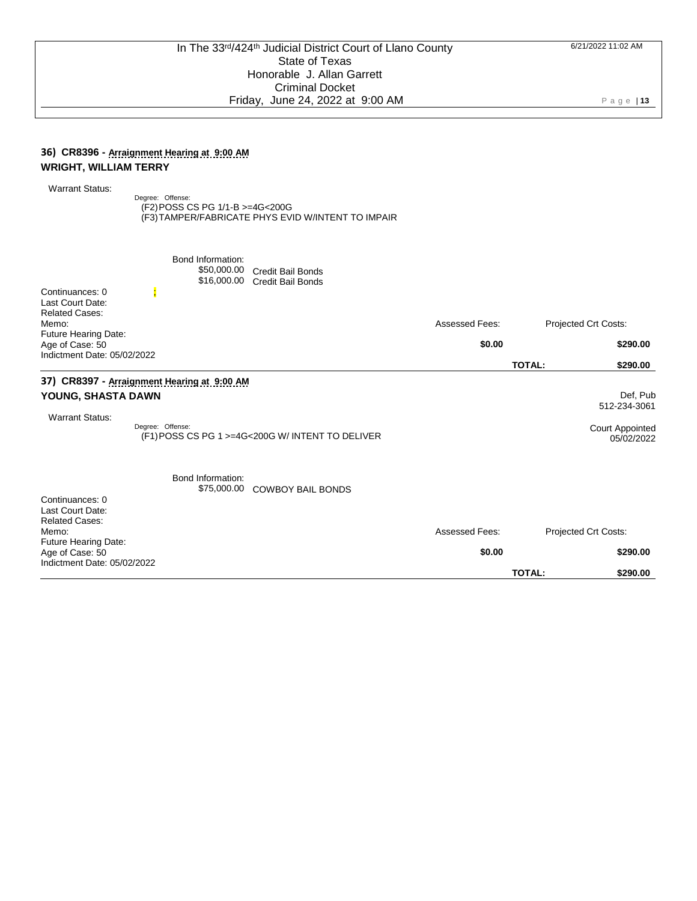### 36) CR8396 - Arraignment Hearing at 9:00 AM

**WRIGHT, WILLIAM TERRY**

Warrant Status:

Degree: Offense:
(F2) POSS CS PG 1/1-B >=4G<200G
(F3) TAMPER/FABRICATE PHYS EVID W/INTENT TO IMPAIR

Bond Information:
$50,000.00 Credit Bail Bonds
$16,000.00 Credit Bail Bonds

Continuances: 0
Last Court Date:
Related Cases:
Memo:
Future Hearing Date:
Age of Case: 50
Indictment Date: 05/02/2022

| Assessed Fees: | Projected Crt Costs: |
|---|---|
| **$0.00** | **$290.00** |
| **TOTAL:** | **$290.00** |

### 37) CR8397 - Arraignment Hearing at 9:00 AM

**YOUNG, SHASTA DAWN**

Def, Pub
512-234-3061

Court Appointed
05/02/2022

Warrant Status:

Degree: Offense:
(F1) POSS CS PG 1 >=4G<200G W/ INTENT TO DELIVER

Bond Information:
$75,000.00 COWBOY BAIL BONDS

Continuances: 0
Last Court Date:
Related Cases:
Memo:
Future Hearing Date:
Age of Case: 50
Indictment Date: 05/02/2022

| Assessed Fees: | Projected Crt Costs: |
|---|---|
| **$0.00** | **$290.00** |
| **TOTAL:** | **$290.00** |